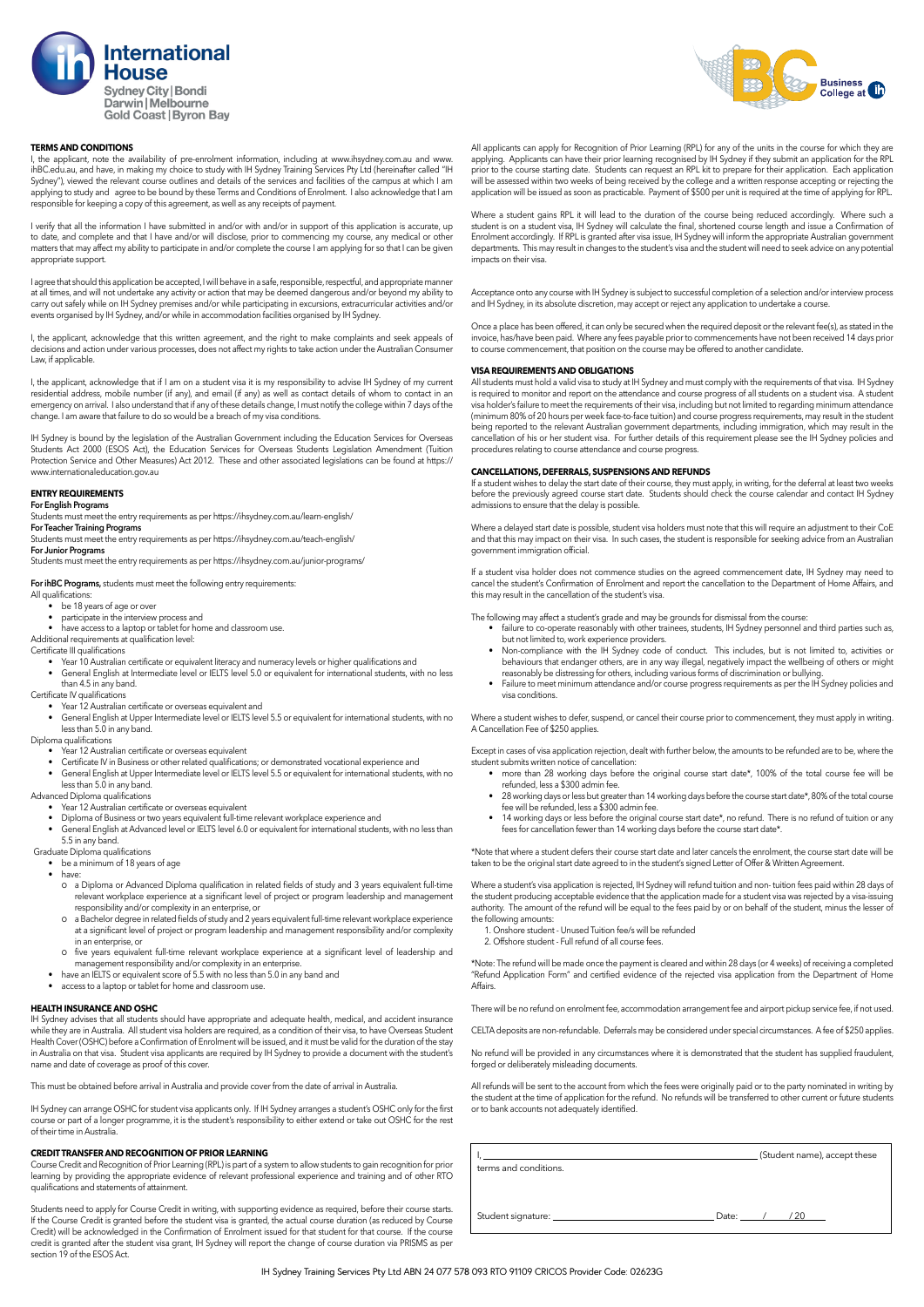## TERMS AND CONDITIONS

I, the applicant, note the availability of pre-enrolment information, including at www.ihsydney.com.au and www.ihBC.edu.au, and have, in making my choice to study with IH Sydney Training Services Pty Ltd (hereinafter called "IH Sydney"), viewed the relevant course outlines and details of the services and facilities of the campus at which I am applying to study and agree to be bound by these Terms and Conditions of Enrolment. I also acknowledge that I am responsible for keeping a copy of this agreement, as well as any receipts of payment.

I verify that all the information I have submitted in and/or with and/or in support of this application is accurate, up to date, and complete and that I have and/or will disclose, prior to commencing my course, any medical or other matters that may affect my ability to participate in and/or complete the course I am applying for so that I can be given appropriate support.

I agree that should this application be accepted, I will behave in a safe, responsible, respectful, and appropriate manner at all times, and will not undertake any activity or action that may be deemed dangerous and/or beyond my ability to carry out safely while on IH Sydney premises and/or while participating in excursions, extracurricular activities and/or events organised by IH Sydney, and/or while in accommodation facilities organised by IH Sydney.

I, the applicant, acknowledge that this written agreement, and the right to make complaints and seek appeals of decisions and action under various processes, does not affect my rights to take action under the Australian Consumer Law, if applicable.

I, the applicant, acknowledge that if I am on a student visa it is my responsibility to advise IH Sydney of my current residential address, mobile number (if any), and email (if any) as well as contact details of whom to contact in an emergency on arrival. I also understand that if any of these details change, I must notify the college within 7 days of the change. I am aware that failure to do so would be a breach of my visa conditions.

IH Sydney is bound by the legislation of the Australian Government including the Education Services for Overseas Students Act 2000 (ESOS Act), the Education Services for Overseas Students Legislation Amendment (Tuition Protection Service and Other Measures) Act 2012. These and other associated legislations can be found at https://www.internationaleducation.gov.au

## ENTRY REQUIREMENTS

**For English Programs**
Students must meet the entry requirements as per https://ihsydney.com.au/learn-english/

**For Teacher Training Programs**
Students must meet the entry requirements as per https://ihsydney.com.au/teach-english/

**For Junior Programs**
Students must meet the entry requirements as per https://ihsydney.com.au/junior-programs/

**For ihBC Programs,** students must meet the following entry requirements:

All qualifications:

- be 18 years of age or over
- participate in the interview process and
- have access to a laptop or tablet for home and classroom use.

Additional requirements at qualification level:

Certificate III qualifications

- Year 10 Australian certificate or equivalent literacy and numeracy levels or higher qualifications and
- General English at Intermediate level or IELTS level 5.0 or equivalent for international students, with no less than 4.5 in any band.

Certificate IV qualifications

- Year 12 Australian certificate or overseas equivalent and
- General English at Upper Intermediate level or IELTS level 5.5 or equivalent for international students, with no less than 5.0 in any band.

Diploma qualifications

- Year 12 Australian certificate or overseas equivalent
- Certificate IV in Business or other related qualifications; or demonstrated vocational experience and
- General English at Upper Intermediate level or IELTS level 5.5 or equivalent for international students, with no less than 5.0 in any band.

Advanced Diploma qualifications

- Year 12 Australian certificate or overseas equivalent
- Diploma of Business or two years equivalent full-time relevant workplace experience and
- General English at Advanced level or IELTS level 6.0 or equivalent for international students, with no less than 5.5 in any band.

Graduate Diploma qualifications

- be a minimum of 18 years of age
- have:
  - a Diploma or Advanced Diploma qualification in related fields of study and 3 years equivalent full-time relevant workplace experience at a significant level of project or program leadership and management responsibility and/or complexity in an enterprise, or
  - a Bachelor degree in related fields of study and 2 years equivalent full-time relevant workplace experience at a significant level of project or program leadership and management responsibility and/or complexity in an enterprise, or
  - five years equivalent full-time relevant workplace experience at a significant level of leadership and management responsibility and/or complexity in an enterprise.
- have an IELTS or equivalent score of 5.5 with no less than 5.0 in any band and
- access to a laptop or tablet for home and classroom use.

## HEALTH INSURANCE AND OSHC

IH Sydney advises that all students should have appropriate and adequate health, medical, and accident insurance while they are in Australia. All student visa holders are required, as a condition of their visa, to have Overseas Student Health Cover (OSHC) before a Confirmation of Enrolment will be issued, and it must be valid for the duration of the stay in Australia on that visa. Student visa applicants are required by IH Sydney to provide a document with the student's name and date of coverage as proof of this cover.

This must be obtained before arrival in Australia and provide cover from the date of arrival in Australia.

IH Sydney can arrange OSHC for student visa applicants only. If IH Sydney arranges a student's OSHC only for the first course or part of a longer programme, it is the student's responsibility to either extend or take out OSHC for the rest of their time in Australia.

## CREDIT TRANSFER AND RECOGNITION OF PRIOR LEARNING

Course Credit and Recognition of Prior Learning (RPL) is part of a system to allow students to gain recognition for prior learning by providing the appropriate evidence of relevant professional experience and training and of other RTO qualifications and statements of attainment.

Students need to apply for Course Credit in writing, with supporting evidence as required, before their course starts. If the Course Credit is granted before the student visa is granted, the actual course duration (as reduced by Course Credit) will be acknowledged in the Confirmation of Enrolment issued for that student for that course. If the course credit is granted after the student visa grant, IH Sydney will report the change of course duration via PRISMS as per section 19 of the ESOS Act.

All applicants can apply for Recognition of Prior Learning (RPL) for any of the units in the course for which they are applying. Applicants can have their prior learning recognised by IH Sydney if they submit an application for the RPL prior to the course starting date. Students can request an RPL kit to prepare for their application. Each application will be assessed within two weeks of being received by the college and a written response accepting or rejecting the application will be issued as soon as practicable. Payment of $500 per unit is required at the time of applying for RPL.

Where a student gains RPL it will lead to the duration of the course being reduced accordingly. Where such a student is on a student visa, IH Sydney will calculate the final, shortened course length and issue a Confirmation of Enrolment accordingly. If RPL is granted after visa issue, IH Sydney will inform the appropriate Australian government departments. This may result in changes to the student's visa and the student will need to seek advice on any potential impacts on their visa.

Acceptance onto any course with IH Sydney is subject to successful completion of a selection and/or interview process and IH Sydney, in its absolute discretion, may accept or reject any application to undertake a course.

Once a place has been offered, it can only be secured when the required deposit or the relevant fee(s), as stated in the invoice, has/have been paid. Where any fees payable prior to commencements have not been received 14 days prior to course commencement, that position on the course may be offered to another candidate.

## VISA REQUIREMENTS AND OBLIGATIONS

All students must hold a valid visa to study at IH Sydney and must comply with the requirements of that visa. IH Sydney is required to monitor and report on the attendance and course progress of all students on a student visa. A student visa holder's failure to meet the requirements of their visa, including but not limited to regarding minimum attendance (minimum 80% of 20 hours per week face-to-face tuition) and course progress requirements, may result in the student being reported to the relevant Australian government departments, including immigration, which may result in the cancellation of his or her student visa. For further details of this requirement please see the IH Sydney policies and procedures relating to course attendance and course progress.

## CANCELLATIONS, DEFERRALS, SUSPENSIONS AND REFUNDS

If a student wishes to delay the start date of their course, they must apply, in writing, for the deferral at least two weeks before the previously agreed course start date. Students should check the course calendar and contact IH Sydney admissions to ensure that the delay is possible.

Where a delayed start date is possible, student visa holders must note that this will require an adjustment to their CoE and that this may impact on their visa. In such cases, the student is responsible for seeking advice from an Australian government immigration official.

If a student visa holder does not commence studies on the agreed commencement date, IH Sydney may need to cancel the student's Confirmation of Enrolment and report the cancellation to the Department of Home Affairs, and this may result in the cancellation of the student's visa.

The following may affect a student's grade and may be grounds for dismissal from the course:

- failure to co-operate reasonably with other trainees, students, IH Sydney personnel and third parties such as, but not limited to, work experience providers.
- Non-compliance with the IH Sydney code of conduct. This includes, but is not limited to, activities or behaviours that endanger others, are in any way illegal, negatively impact the wellbeing of others or might reasonably be distressing for others, including various forms of discrimination or bullying.
- Failure to meet minimum attendance and/or course progress requirements as per the IH Sydney policies and visa conditions.

Where a student wishes to defer, suspend, or cancel their course prior to commencement, they must apply in writing. A Cancellation Fee of $250 applies.

Except in cases of visa application rejection, dealt with further below, the amounts to be refunded are to be, where the student submits written notice of cancellation:

- more than 28 working days before the original course start date*, 100% of the total course fee will be refunded, less a $300 admin fee.
- 28 working days or less but greater than 14 working days before the course start date*, 80% of the total course fee will be refunded, less a $300 admin fee.
- 14 working days or less before the original course start date*, no refund. There is no refund of tuition or any fees for cancellation fewer than 14 working days before the course start date*.

*Note that where a student defers their course start date and later cancels the enrolment, the course start date will be taken to be the original start date agreed to in the student's signed Letter of Offer & Written Agreement.

Where a student's visa application is rejected, IH Sydney will refund tuition and non- tuition fees paid within 28 days of the student producing acceptable evidence that the application made for a student visa was rejected by a visa-issuing authority. The amount of the refund will be equal to the fees paid by or on behalf of the student, minus the lesser of the following amounts:

1. Onshore student - Unused Tuition fee/s will be refunded
2. Offshore student - Full refund of all course fees.

*Note: The refund will be made once the payment is cleared and within 28 days (or 4 weeks) of receiving a completed "Refund Application Form" and certified evidence of the rejected visa application from the Department of Home Affairs.

There will be no refund on enrolment fee, accommodation arrangement fee and airport pickup service fee, if not used.

CELTA deposits are non-refundable. Deferrals may be considered under special circumstances. A fee of $250 applies.

No refund will be provided in any circumstances where it is demonstrated that the student has supplied fraudulent, forged or deliberately misleading documents.

All refunds will be sent to the account from which the fees were originally paid or to the party nominated in writing by the student at the time of application for the refund. No refunds will be transferred to other current or future students or to bank accounts not adequately identified.

I, ______________________________ (Student name), accept these terms and conditions.

Student signature: ______________________ Date: ____ / ____ / 20____

IH Sydney Training Services Pty Ltd ABN 24 077 578 093 RTO 91109 CRICOS Provider Code: 02623G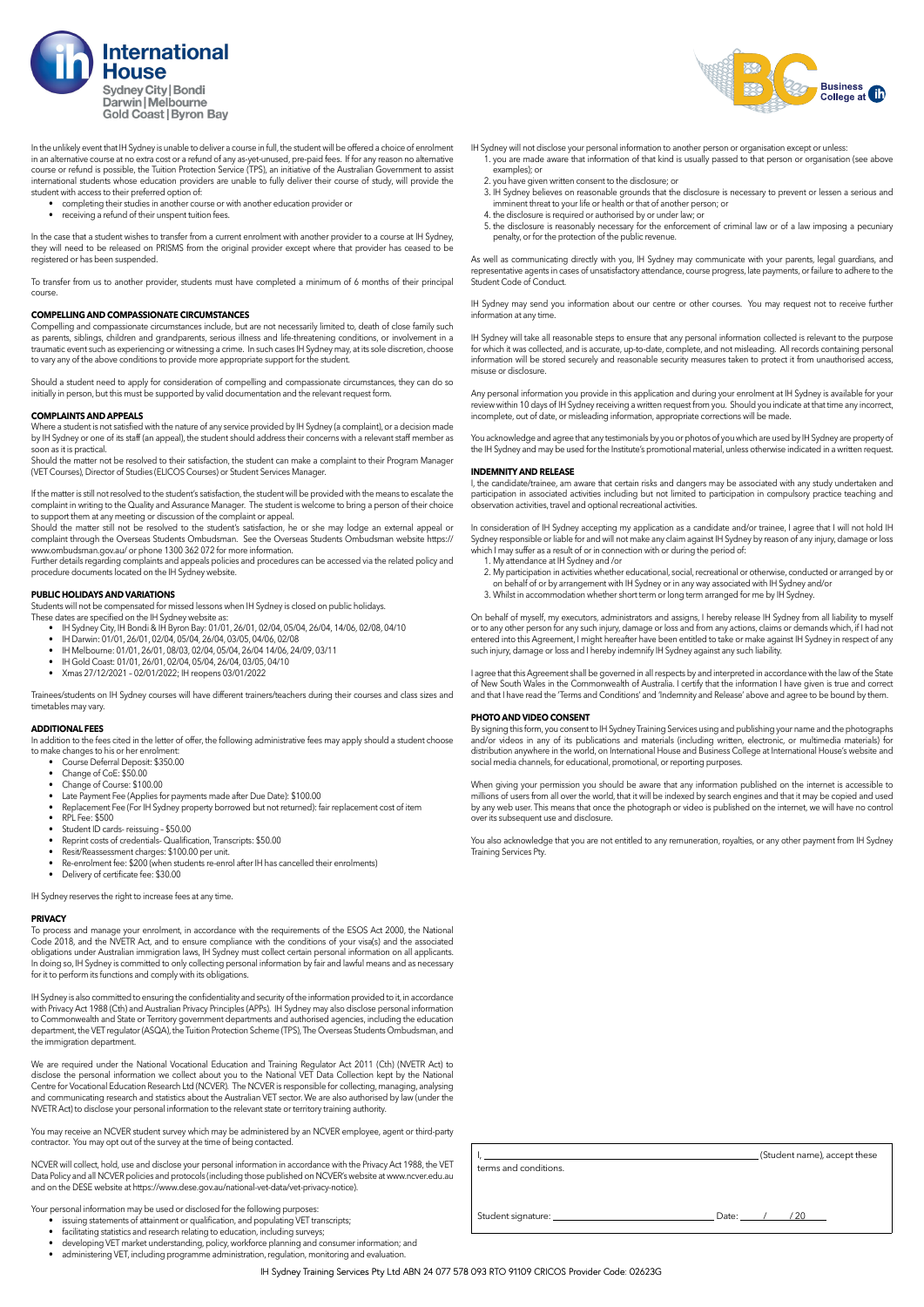International House
Sydney City | Bondi
Darwin | Melbourne
Gold Coast | Byron Bay

Business College at ih

In the unlikely event that IH Sydney is unable to deliver a course in full, the student will be offered a choice of enrolment in an alternative course at no extra cost or a refund of any as-yet-unused, pre-paid fees. If for any reason no alternative course or refund is possible, the Tuition Protection Service (TPS), an initiative of the Australian Government to assist international students whose education providers are unable to fully deliver their course of study, will provide the student with access to their preferred option of:

- completing their studies in another course or with another education provider or
- receiving a refund of their unspent tuition fees.

In the case that a student wishes to transfer from a current enrolment with another provider to a course at IH Sydney, they will need to be released on PRISMS from the original provider except where that provider has ceased to be registered or has been suspended.

To transfer from us to another provider, students must have completed a minimum of 6 months of their principal course.

### COMPELLING AND COMPASSIONATE CIRCUMSTANCES

Compelling and compassionate circumstances include, but are not necessarily limited to, death of close family such as parents, siblings, children and grandparents, serious illness and life-threatening conditions, or involvement in a traumatic event such as experiencing or witnessing a crime. In such cases IH Sydney may, at its sole discretion, choose to vary any of the above conditions to provide more appropriate support for the student.

Should a student need to apply for consideration of compelling and compassionate circumstances, they can do so initially in person, but this must be supported by valid documentation and the relevant request form.

### COMPLAINTS AND APPEALS

Where a student is not satisfied with the nature of any service provided by IH Sydney (a complaint), or a decision made by IH Sydney or one of its staff (an appeal), the student should address their concerns with a relevant staff member as soon as it is practical.

Should the matter not be resolved to their satisfaction, the student can make a complaint to their Program Manager (VET Courses), Director of Studies (ELICOS Courses) or Student Services Manager.

If the matter is still not resolved to the student's satisfaction, the student will be provided with the means to escalate the complaint in writing to the Quality and Assurance Manager. The student is welcome to bring a person of their choice to support them at any meeting or discussion of the complaint or appeal.

Should the matter still not be resolved to the student's satisfaction, he or she may lodge an external appeal or complaint through the Overseas Students Ombudsman. See the Overseas Students Ombudsman website https://www.ombudsman.gov.au/ or phone 1300 362 072 for more information.

Further details regarding complaints and appeals policies and procedures can be accessed via the related policy and procedure documents located on the IH Sydney website.

### PUBLIC HOLIDAYS AND VARIATIONS

Students will not be compensated for missed lessons when IH Sydney is closed on public holidays.

These dates are specified on the IH Sydney website as:

- IH Sydney City, IH Bondi & IH Byron Bay: 01/01, 26/01, 02/04, 05/04, 26/04, 14/06, 02/08, 04/10
- IH Darwin: 01/01, 26/01, 02/04, 05/04, 26/04, 03/05, 04/06, 02/08
- IH Melbourne: 01/01, 26/01, 08/03, 02/04, 05/04, 26/04 14/06, 24/09, 03/11
- IH Gold Coast: 01/01, 26/01, 02/04, 05/04, 26/04, 03/05, 04/10
- Xmas 27/12/2021 – 02/01/2022; IH reopens 03/01/2022

Trainees/students on IH Sydney courses will have different trainers/teachers during their courses and class sizes and timetables may vary.

### ADDITIONAL FEES

In addition to the fees cited in the letter of offer, the following administrative fees may apply should a student choose to make changes to his or her enrolment:

- Course Deferral Deposit: $350.00
- Change of CoE: $50.00
- Change of Course: $100.00
- Late Payment Fee (Applies for payments made after Due Date): $100.00
- Replacement Fee (For IH Sydney property borrowed but not returned): fair replacement cost of item
- RPL Fee: $500
- Student ID cards- reissuing – $50.00
- Reprint costs of credentials- Qualification, Transcripts: $50.00
- Resit/Reassessment charges: $100.00 per unit.
- Re-enrolment fee: $200 (when students re-enrol after IH has cancelled their enrolments)
- Delivery of certificate fee: $30.00

IH Sydney reserves the right to increase fees at any time.

### PRIVACY

To process and manage your enrolment, in accordance with the requirements of the ESOS Act 2000, the National Code 2018, and the NVETR Act, and to ensure compliance with the conditions of your visa(s) and the associated obligations under Australian immigration laws, IH Sydney must collect certain personal information on all applicants. In doing so, IH Sydney is committed to only collecting personal information by fair and lawful means and as necessary for it to perform its functions and comply with its obligations.

IH Sydney is also committed to ensuring the confidentiality and security of the information provided to it, in accordance with Privacy Act 1988 (Cth) and Australian Privacy Principles (APPs). IH Sydney may also disclose personal information to Commonwealth and State or Territory government departments and authorised agencies, including the education department, the VET regulator (ASQA), the Tuition Protection Scheme (TPS), The Overseas Students Ombudsman, and the immigration department.

We are required under the National Vocational Education and Training Regulator Act 2011 (Cth) (NVETR Act) to disclose the personal information we collect about you to the National VET Data Collection kept by the National Centre for Vocational Education Research Ltd (NCVER). The NCVER is responsible for collecting, managing, analysing and communicating research and statistics about the Australian VET sector. We are also authorised by law (under the NVETR Act) to disclose your personal information to the relevant state or territory training authority.

You may receive an NCVER student survey which may be administered by an NCVER employee, agent or third-party contractor. You may opt out of the survey at the time of being contacted.

NCVER will collect, hold, use and disclose your personal information in accordance with the Privacy Act 1988, the VET Data Policy and all NCVER policies and protocols (including those published on NCVER's website at www.ncver.edu.au and on the DESE website at https://www.dese.gov.au/national-vet-data/vet-privacy-notice).

Your personal information may be used or disclosed for the following purposes:

- issuing statements of attainment or qualification, and populating VET transcripts;
- facilitating statistics and research relating to education, including surveys;
- developing VET market understanding, policy, workforce planning and consumer information; and
- administering VET, including programme administration, regulation, monitoring and evaluation.

IH Sydney will not disclose your personal information to another person or organisation except or unless:

1. you are made aware that information of that kind is usually passed to that person or organisation (see above examples); or
2. you have given written consent to the disclosure; or
3. IH Sydney believes on reasonable grounds that the disclosure is necessary to prevent or lessen a serious and imminent threat to your life or health or that of another person; or
4. the disclosure is required or authorised by or under law; or
5. the disclosure is reasonably necessary for the enforcement of criminal law or of a law imposing a pecuniary penalty, or for the protection of the public revenue.

As well as communicating directly with you, IH Sydney may communicate with your parents, legal guardians, and representative agents in cases of unsatisfactory attendance, course progress, late payments, or failure to adhere to the Student Code of Conduct.

IH Sydney may send you information about our centre or other courses. You may request not to receive further information at any time.

IH Sydney will take all reasonable steps to ensure that any personal information collected is relevant to the purpose for which it was collected, and is accurate, up-to-date, complete, and not misleading. All records containing personal information will be stored securely and reasonable security measures taken to protect it from unauthorised access, misuse or disclosure.

Any personal information you provide in this application and during your enrolment at IH Sydney is available for your review within 10 days of IH Sydney receiving a written request from you. Should you indicate at that time any incorrect, incomplete, out of date, or misleading information, appropriate corrections will be made.

You acknowledge and agree that any testimonials by you or photos of you which are used by IH Sydney are property of the IH Sydney and may be used for the Institute's promotional material, unless otherwise indicated in a written request.

### INDEMNITY AND RELEASE

I, the candidate/trainee, am aware that certain risks and dangers may be associated with any study undertaken and participation in associated activities including but not limited to participation in compulsory practice teaching and observation activities, travel and optional recreational activities.

In consideration of IH Sydney accepting my application as a candidate and/or trainee, I agree that I will not hold IH Sydney responsible or liable for and will not make any claim against IH Sydney by reason of any injury, damage or loss which I may suffer as a result of or in connection with or during the period of:

1. My attendance at IH Sydney and /or
2. My participation in activities whether educational, social, recreational or otherwise, conducted or arranged by or on behalf of or by arrangement with IH Sydney or in any way associated with IH Sydney and/or
3. Whilst in accommodation whether short term or long term arranged for me by IH Sydney.

On behalf of myself, my executors, administrators and assigns, I hereby release IH Sydney from all liability to myself or to any other person for any such injury, damage or loss and from any actions, claims or demands which, if I had not entered into this Agreement, I might hereafter have been entitled to take or make against IH Sydney in respect of any such injury, damage or loss and I hereby indemnify IH Sydney against any such liability.

I agree that this Agreement shall be governed in all respects by and interpreted in accordance with the law of the State of New South Wales in the Commonwealth of Australia. I certify that the information I have given is true and correct and that I have read the 'Terms and Conditions' and 'Indemnity and Release' above and agree to be bound by them.

### PHOTO AND VIDEO CONSENT

By signing this form, you consent to IH Sydney Training Services using and publishing your name and the photographs and/or videos in any of its publications and materials (including written, electronic, or multimedia materials) for distribution anywhere in the world, on International House and Business College at International House's website and social media channels, for educational, promotional, or reporting purposes.

When giving your permission you should be aware that any information published on the internet is accessible to millions of users from all over the world, that it will be indexed by search engines and that it may be copied and used by any web user. This means that once the photograph or video is published on the internet, we will have no control over its subsequent use and disclosure.

You also acknowledge that you are not entitled to any remuneration, royalties, or any other payment from IH Sydney Training Services Pty.

I, ______________________________ (Student name), accept these terms and conditions.

Student signature: ______________________ Date: ____ / ____ / 20____

IH Sydney Training Services Pty Ltd ABN 24 077 578 093 RTO 91109 CRICOS Provider Code: 02623G